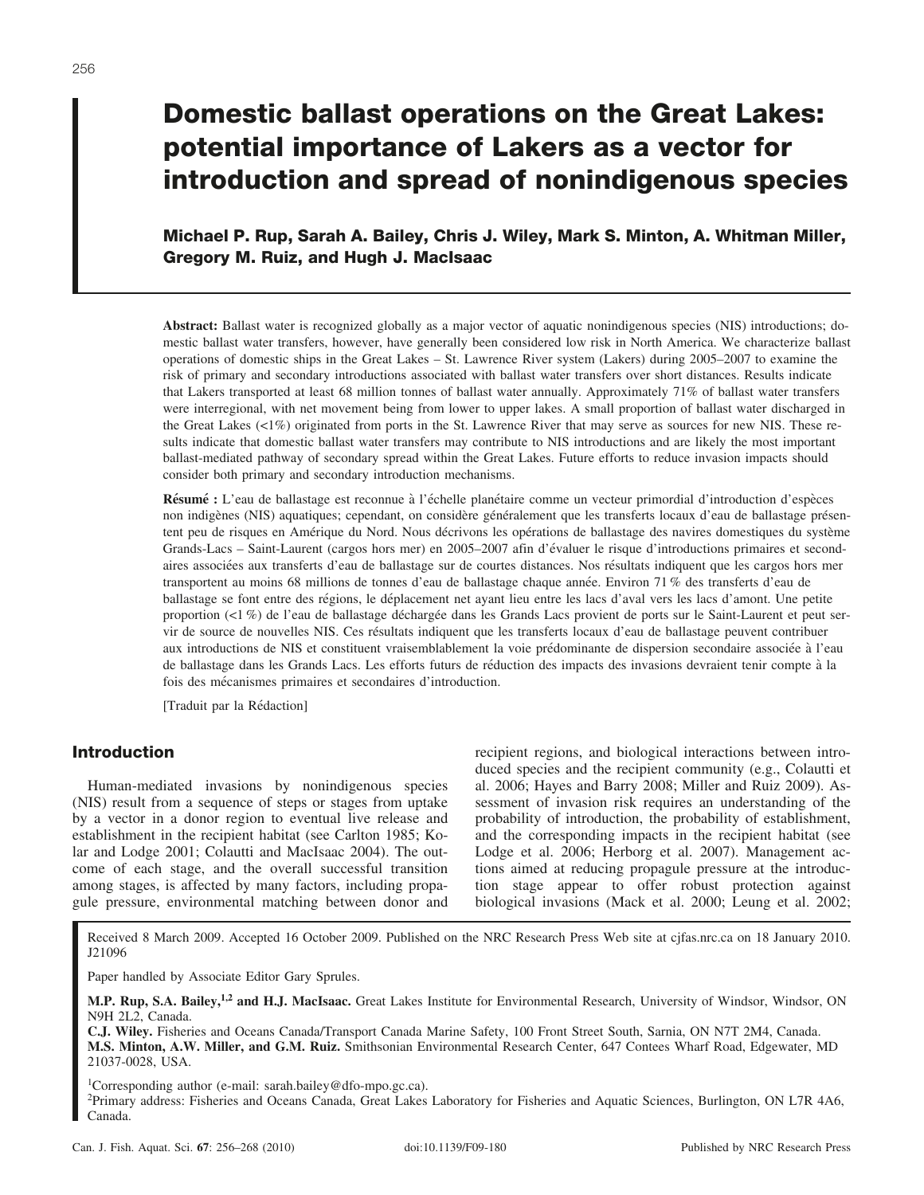# Domestic ballast operations on the Great Lakes: potential importance of Lakers as a vector for introduction and spread of nonindigenous species

**Michael P. Rup, Sarah A. Bailey, Chris J. Wiley, Mark S. Minton, A. Whitman Miller, Gregory M. Ruiz, and Hugh J. MacIsaac**

**Abstract:** Ballast water is recognized globally as a major vector of aquatic nonindigenous species (NIS) introductions; domestic ballast water transfers, however, have generally been considered low risk in North America. We characterize ballast operations of domestic ships in the Great Lakes – St. Lawrence River system (Lakers) during 2005–2007 to examine the risk of primary and secondary introductions associated with ballast water transfers over short distances. Results indicate that Lakers transported at least 68 million tonnes of ballast water annually. Approximately 71% of ballast water transfers were interregional, with net movement being from lower to upper lakes. A small proportion of ballast water discharged in the Great Lakes (<1%) originated from ports in the St. Lawrence River that may serve as sources for new NIS. These results indicate that domestic ballast water transfers may contribute to NIS introductions and are likely the most important ballast-mediated pathway of secondary spread within the Great Lakes. Future efforts to reduce invasion impacts should consider both primary and secondary introduction mechanisms.

**Résumé :** L'eau de ballastage est reconnue à l'échelle planétaire comme un vecteur primordial d'introduction d'espèces non indigènes (NIS) aquatiques; cependant, on considère généralement que les transferts locaux d'eau de ballastage présentent peu de risques en Amérique du Nord. Nous décrivons les opérations de ballastage des navires domestiques du système Grands-Lacs – Saint-Laurent (cargos hors mer) en 2005–2007 afin d'évaluer le risque d'introductions primaires et secondaires associées aux transferts d'eau de ballastage sur de courtes distances. Nos résultats indiquent que les cargos hors mer transportent au moins 68 millions de tonnes d'eau de ballastage chaque année. Environ 71 % des transferts d'eau de ballastage se font entre des régions, le déplacement net ayant lieu entre les lacs d'aval vers les lacs d'amont. Une petite proportion (<1 %) de l'eau de ballastage déchargée dans les Grands Lacs provient de ports sur le Saint-Laurent et peut servir de source de nouvelles NIS. Ces résultats indiquent que les transferts locaux d'eau de ballastage peuvent contribuer aux introductions de NIS et constituent vraisemblablement la voie prédominante de dispersion secondaire associée à l'eau de ballastage dans les Grands Lacs. Les efforts futurs de réduction des impacts des invasions devraient tenir compte à la fois des mécanismes primaires et secondaires d'introduction.

[Traduit par la Rédaction]

## Introduction

Human-mediated invasions by nonindigenous species (NIS) result from a sequence of steps or stages from uptake by a vector in a donor region to eventual live release and establishment in the recipient habitat (see Carlton 1985; Kolar and Lodge 2001; Colautti and MacIsaac 2004). The outcome of each stage, and the overall successful transition among stages, is affected by many factors, including propagule pressure, environmental matching between donor and recipient regions, and biological interactions between introduced species and the recipient community (e.g., Colautti et al. 2006; Hayes and Barry 2008; Miller and Ruiz 2009). Assessment of invasion risk requires an understanding of the probability of introduction, the probability of establishment, and the corresponding impacts in the recipient habitat (see Lodge et al. 2006; Herborg et al. 2007). Management actions aimed at reducing propagule pressure at the introduction stage appear to offer robust protection against biological invasions (Mack et al. 2000; Leung et al. 2002;

Received 8 March 2009. Accepted 16 October 2009. Published on the NRC Research Press Web site at cjfas.nrc.ca on 18 January 2010. J21096

Paper handled by Associate Editor Gary Sprules.

**M.P. Rup, S.A. Bailey,[1,2] and H.J. MacIsaac.** Great Lakes Institute for Environmental Research, University of Windsor, Windsor, ON N9H 2L2, Canada.
**C.J. Wiley.** Fisheries and Oceans Canada/Transport Canada Marine Safety, 100 Front Street South, Sarnia, ON N7T 2M4, Canada.
**M.S. Minton, A.W. Miller, and G.M. Ruiz.** Smithsonian Environmental Research Center, 647 Contees Wharf Road, Edgewater, MD 21037-0028, USA.

[1]Corresponding author (e-mail: sarah.bailey@dfo-mpo.gc.ca).
[2]Primary address: Fisheries and Oceans Canada, Great Lakes Laboratory for Fisheries and Aquatic Sciences, Burlington, ON L7R 4A6, Canada.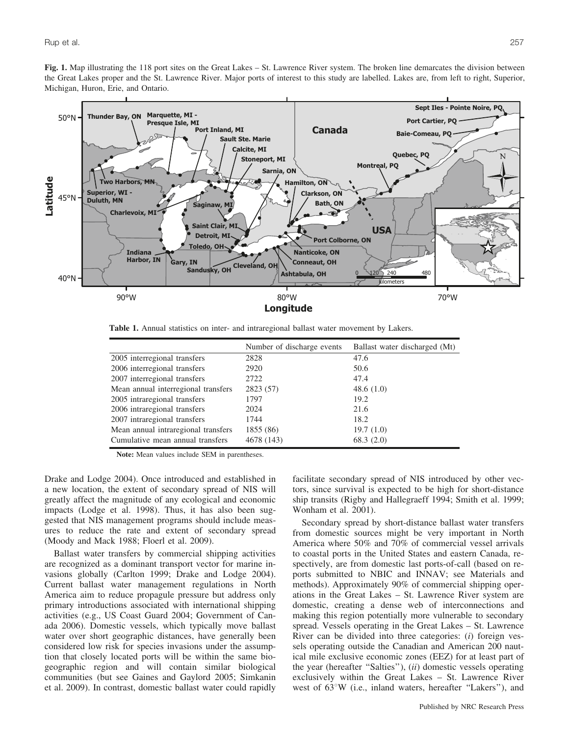**Fig. 1.** Map illustrating the 118 port sites on the Great Lakes – St. Lawrence River system. The broken line demarcates the division between the Great Lakes proper and the St. Lawrence River. Major ports of interest to this study are labelled. Lakes are, from left to right, Superior, Michigan, Huron, Erie, and Ontario.

**Table 1.** Annual statistics on inter- and intraregional ballast water movement by Lakers.

| | Number of discharge events | Ballast water discharged (Mt) |
|---|---|---|
| 2005 interregional transfers | 2828 | 47.6 |
| 2006 interregional transfers | 2920 | 50.6 |
| 2007 interregional transfers | 2722 | 47.4 |
| Mean annual interregional transfers | 2823 (57) | 48.6 (1.0) |
| 2005 intraregional transfers | 1797 | 19.2 |
| 2006 intraregional transfers | 2024 | 21.6 |
| 2007 intraregional transfers | 1744 | 18.2 |
| Mean annual intraregional transfers | 1855 (86) | 19.7 (1.0) |
| Cumulative mean annual transfers | 4678 (143) | 68.3 (2.0) |

**Note:** Mean values include SEM in parentheses.

Drake and Lodge 2004). Once introduced and established in a new location, the extent of secondary spread of NIS will greatly affect the magnitude of any ecological and economic impacts (Lodge et al. 1998). Thus, it has also been suggested that NIS management programs should include measures to reduce the rate and extent of secondary spread (Moody and Mack 1988; Floerl et al. 2009).

Ballast water transfers by commercial shipping activities are recognized as a dominant transport vector for marine invasions globally (Carlton 1999; Drake and Lodge 2004). Current ballast water management regulations in North America aim to reduce propagule pressure but address only primary introductions associated with international shipping activities (e.g., US Coast Guard 2004; Government of Canada 2006). Domestic vessels, which typically move ballast water over short geographic distances, have generally been considered low risk for species invasions under the assumption that closely located ports will be within the same biogeographic region and will contain similar biological communities (but see Gaines and Gaylord 2005; Simkanin et al. 2009). In contrast, domestic ballast water could rapidly facilitate secondary spread of NIS introduced by other vectors, since survival is expected to be high for short-distance ship transits (Rigby and Hallegraeff 1994; Smith et al. 1999; Wonham et al. 2001).

Secondary spread by short-distance ballast water transfers from domestic sources might be very important in North America where 50% and 70% of commercial vessel arrivals to coastal ports in the United States and eastern Canada, respectively, are from domestic last ports-of-call (based on reports submitted to NBIC and INNAV; see Materials and methods). Approximately 90% of commercial shipping operations in the Great Lakes – St. Lawrence River system are domestic, creating a dense web of interconnections and making this region potentially more vulnerable to secondary spread. Vessels operating in the Great Lakes – St. Lawrence River can be divided into three categories: (*i*) foreign vessels operating outside the Canadian and American 200 nautical mile exclusive economic zones (EEZ) for at least part of the year (hereafter "Salties"), (*ii*) domestic vessels operating exclusively within the Great Lakes – St. Lawrence River west of 63°W (i.e., inland waters, hereafter "Lakers"), and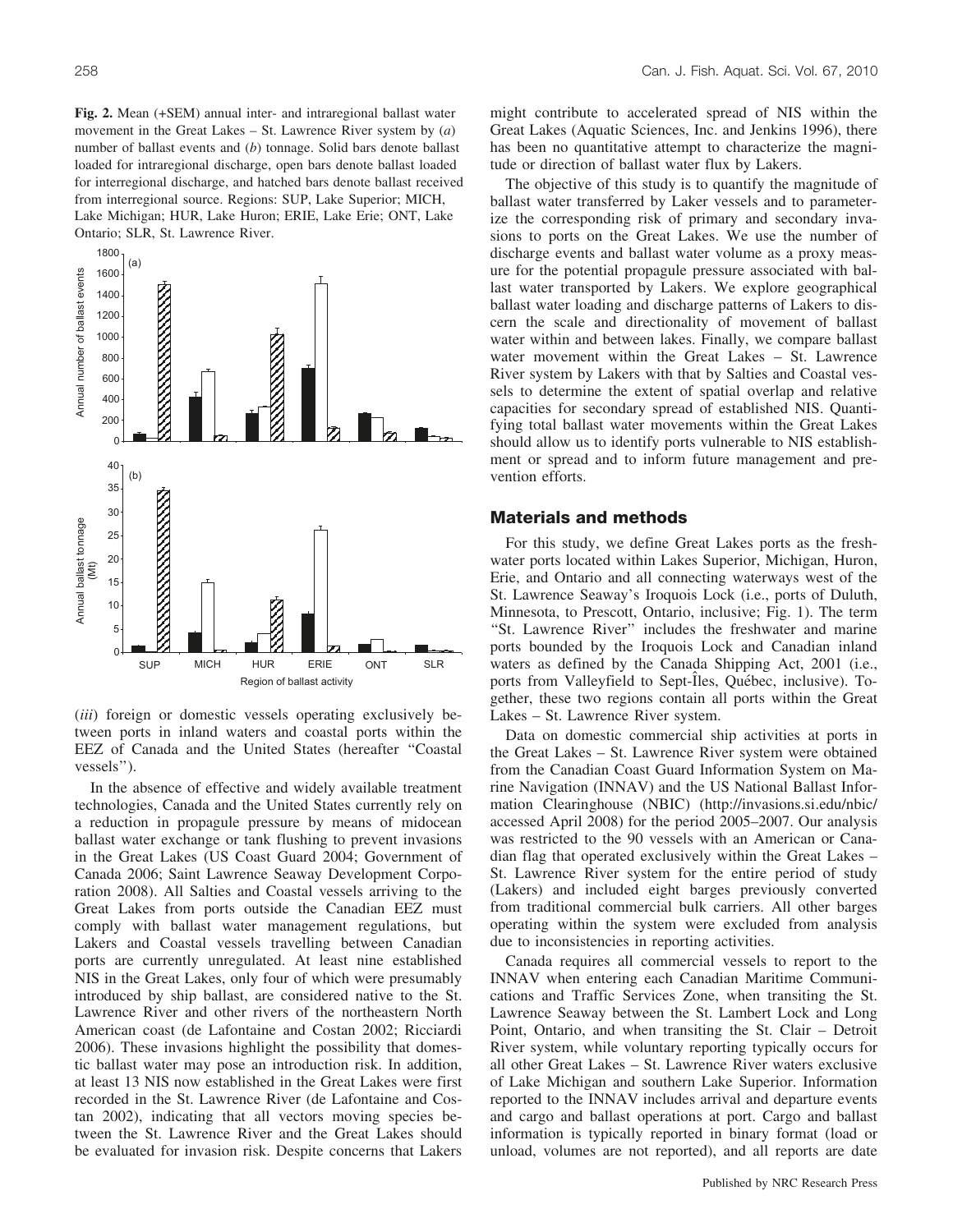**Fig. 2.** Mean (+SEM) annual inter- and intraregional ballast water movement in the Great Lakes – St. Lawrence River system by (*a*) number of ballast events and (*b*) tonnage. Solid bars denote ballast loaded for intraregional discharge, open bars denote ballast loaded for interregional discharge, and hatched bars denote ballast received from interregional source. Regions: SUP, Lake Superior; MICH, Lake Michigan; HUR, Lake Huron; ERIE, Lake Erie; ONT, Lake Ontario; SLR, St. Lawrence River.

(a)
Annual number of ballast events
0
200
400
600
800
1000
1200
1400
1600
1800

(b)
Annual ballast tonnage (Mt)
0
5
10
15
20
25
30
35
40

SUP MICH HUR ERIE ONT SLR
Region of ballast activity

(*iii*) foreign or domestic vessels operating exclusively between ports in inland waters and coastal ports within the EEZ of Canada and the United States (hereafter "Coastal vessels").

In the absence of effective and widely available treatment technologies, Canada and the United States currently rely on a reduction in propagule pressure by means of midocean ballast water exchange or tank flushing to prevent invasions in the Great Lakes (US Coast Guard 2004; Government of Canada 2006; Saint Lawrence Seaway Development Corporation 2008). All Salties and Coastal vessels arriving to the Great Lakes from ports outside the Canadian EEZ must comply with ballast water management regulations, but Lakers and Coastal vessels travelling between Canadian ports are currently unregulated. At least nine established NIS in the Great Lakes, only four of which were presumably introduced by ship ballast, are considered native to the St. Lawrence River and other rivers of the northeastern North American coast (de Lafontaine and Costan 2002; Ricciardi 2006). These invasions highlight the possibility that domestic ballast water may pose an introduction risk. In addition, at least 13 NIS now established in the Great Lakes were first recorded in the St. Lawrence River (de Lafontaine and Costan 2002), indicating that all vectors moving species between the St. Lawrence River and the Great Lakes should be evaluated for invasion risk. Despite concerns that Lakers might contribute to accelerated spread of NIS within the Great Lakes (Aquatic Sciences, Inc. and Jenkins 1996), there has been no quantitative attempt to characterize the magnitude or direction of ballast water flux by Lakers.

The objective of this study is to quantify the magnitude of ballast water transferred by Laker vessels and to parameterize the corresponding risk of primary and secondary invasions to ports on the Great Lakes. We use the number of discharge events and ballast water volume as a proxy measure for the potential propagule pressure associated with ballast water transported by Lakers. We explore geographical ballast water loading and discharge patterns of Lakers to discern the scale and directionality of movement of ballast water within and between lakes. Finally, we compare ballast water movement within the Great Lakes – St. Lawrence River system by Lakers with that by Salties and Coastal vessels to determine the extent of spatial overlap and relative capacities for secondary spread of established NIS. Quantifying total ballast water movements within the Great Lakes should allow us to identify ports vulnerable to NIS establishment or spread and to inform future management and prevention efforts.

## Materials and methods

For this study, we define Great Lakes ports as the freshwater ports located within Lakes Superior, Michigan, Huron, Erie, and Ontario and all connecting waterways west of the St. Lawrence Seaway's Iroquois Lock (i.e., ports of Duluth, Minnesota, to Prescott, Ontario, inclusive; Fig. 1). The term "St. Lawrence River" includes the freshwater and marine ports bounded by the Iroquois Lock and Canadian inland waters as defined by the Canada Shipping Act, 2001 (i.e., ports from Valleyfield to Sept-Îles, Québec, inclusive). Together, these two regions contain all ports within the Great Lakes – St. Lawrence River system.

Data on domestic commercial ship activities at ports in the Great Lakes – St. Lawrence River system were obtained from the Canadian Coast Guard Information System on Marine Navigation (INNAV) and the US National Ballast Information Clearinghouse (NBIC) (http://invasions.si.edu/nbic/ accessed April 2008) for the period 2005–2007. Our analysis was restricted to the 90 vessels with an American or Canadian flag that operated exclusively within the Great Lakes – St. Lawrence River system for the entire period of study (Lakers) and included eight barges previously converted from traditional commercial bulk carriers. All other barges operating within the system were excluded from analysis due to inconsistencies in reporting activities.

Canada requires all commercial vessels to report to the INNAV when entering each Canadian Maritime Communications and Traffic Services Zone, when transiting the St. Lawrence Seaway between the St. Lambert Lock and Long Point, Ontario, and when transiting the St. Clair – Detroit River system, while voluntary reporting typically occurs for all other Great Lakes – St. Lawrence River waters exclusive of Lake Michigan and southern Lake Superior. Information reported to the INNAV includes arrival and departure events and cargo and ballast operations at port. Cargo and ballast information is typically reported in binary format (load or unload, volumes are not reported), and all reports are date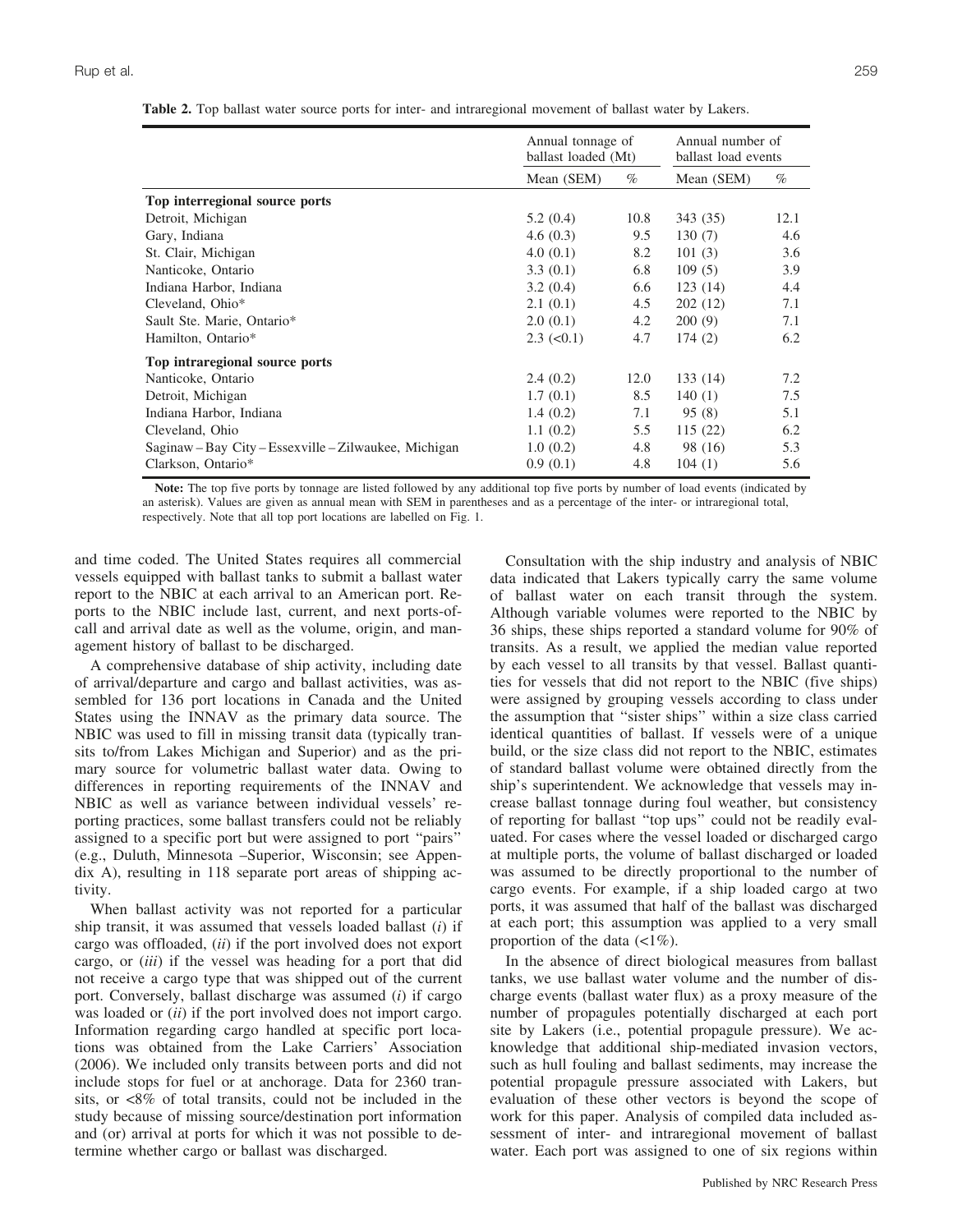**Table 2.** Top ballast water source ports for inter- and intraregional movement of ballast water by Lakers.

| | Annual tonnage of ballast loaded (Mt) | | Annual number of ballast load events | |
|---|---|---|---|---|
| | Mean (SEM) | % | Mean (SEM) | % |
| **Top interregional source ports** | | | | |
| Detroit, Michigan | 5.2 (0.4) | 10.8 | 343 (35) | 12.1 |
| Gary, Indiana | 4.6 (0.3) | 9.5 | 130 (7) | 4.6 |
| St. Clair, Michigan | 4.0 (0.1) | 8.2 | 101 (3) | 3.6 |
| Nanticoke, Ontario | 3.3 (0.1) | 6.8 | 109 (5) | 3.9 |
| Indiana Harbor, Indiana | 3.2 (0.4) | 6.6 | 123 (14) | 4.4 |
| Cleveland, Ohio* | 2.1 (0.1) | 4.5 | 202 (12) | 7.1 |
| Sault Ste. Marie, Ontario* | 2.0 (0.1) | 4.2 | 200 (9) | 7.1 |
| Hamilton, Ontario* | 2.3 (<0.1) | 4.7 | 174 (2) | 6.2 |
| **Top intraregional source ports** | | | | |
| Nanticoke, Ontario | 2.4 (0.2) | 12.0 | 133 (14) | 7.2 |
| Detroit, Michigan | 1.7 (0.1) | 8.5 | 140 (1) | 7.5 |
| Indiana Harbor, Indiana | 1.4 (0.2) | 7.1 | 95 (8) | 5.1 |
| Cleveland, Ohio | 1.1 (0.2) | 5.5 | 115 (22) | 6.2 |
| Saginaw – Bay City – Essexville – Zilwaukee, Michigan | 1.0 (0.2) | 4.8 | 98 (16) | 5.3 |
| Clarkson, Ontario* | 0.9 (0.1) | 4.8 | 104 (1) | 5.6 |

**Note:** The top five ports by tonnage are listed followed by any additional top five ports by number of load events (indicated by an asterisk). Values are given as annual mean with SEM in parentheses and as a percentage of the inter- or intraregional total, respectively. Note that all top port locations are labelled on Fig. 1.

and time coded. The United States requires all commercial vessels equipped with ballast tanks to submit a ballast water report to the NBIC at each arrival to an American port. Reports to the NBIC include last, current, and next ports-of-call and arrival date as well as the volume, origin, and management history of ballast to be discharged.

A comprehensive database of ship activity, including date of arrival/departure and cargo and ballast activities, was assembled for 136 port locations in Canada and the United States using the INNAV as the primary data source. The NBIC was used to fill in missing transit data (typically transits to/from Lakes Michigan and Superior) and as the primary source for volumetric ballast water data. Owing to differences in reporting requirements of the INNAV and NBIC as well as variance between individual vessels' reporting practices, some ballast transfers could not be reliably assigned to a specific port but were assigned to port "pairs" (e.g., Duluth, Minnesota –Superior, Wisconsin; see Appendix A), resulting in 118 separate port areas of shipping activity.

When ballast activity was not reported for a particular ship transit, it was assumed that vessels loaded ballast (*i*) if cargo was offloaded, (*ii*) if the port involved does not export cargo, or (*iii*) if the vessel was heading for a port that did not receive a cargo type that was shipped out of the current port. Conversely, ballast discharge was assumed (*i*) if cargo was loaded or (*ii*) if the port involved does not import cargo. Information regarding cargo handled at specific port locations was obtained from the Lake Carriers' Association (2006). We included only transits between ports and did not include stops for fuel or at anchorage. Data for 2360 transits, or <8% of total transits, could not be included in the study because of missing source/destination port information and (or) arrival at ports for which it was not possible to determine whether cargo or ballast was discharged.

Consultation with the ship industry and analysis of NBIC data indicated that Lakers typically carry the same volume of ballast water on each transit through the system. Although variable volumes were reported to the NBIC by 36 ships, these ships reported a standard volume for 90% of transits. As a result, we applied the median value reported by each vessel to all transits by that vessel. Ballast quantities for vessels that did not report to the NBIC (five ships) were assigned by grouping vessels according to class under the assumption that "sister ships" within a size class carried identical quantities of ballast. If vessels were of a unique build, or the size class did not report to the NBIC, estimates of standard ballast volume were obtained directly from the ship's superintendent. We acknowledge that vessels may increase ballast tonnage during foul weather, but consistency of reporting for ballast "top ups" could not be readily evaluated. For cases where the vessel loaded or discharged cargo at multiple ports, the volume of ballast discharged or loaded was assumed to be directly proportional to the number of cargo events. For example, if a ship loaded cargo at two ports, it was assumed that half of the ballast was discharged at each port; this assumption was applied to a very small proportion of the data (<1%).

In the absence of direct biological measures from ballast tanks, we use ballast water volume and the number of discharge events (ballast water flux) as a proxy measure of the number of propagules potentially discharged at each port site by Lakers (i.e., potential propagule pressure). We acknowledge that additional ship-mediated invasion vectors, such as hull fouling and ballast sediments, may increase the potential propagule pressure associated with Lakers, but evaluation of these other vectors is beyond the scope of work for this paper. Analysis of compiled data included assessment of inter- and intraregional movement of ballast water. Each port was assigned to one of six regions within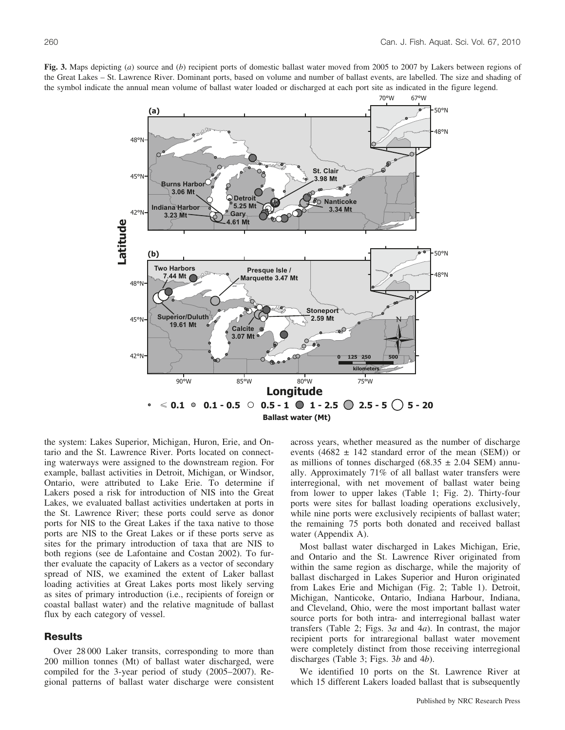**Fig. 3.** Maps depicting (*a*) source and (*b*) recipient ports of domestic ballast water moved from 2005 to 2007 by Lakers between regions of the Great Lakes – St. Lawrence River. Dominant ports, based on volume and number of ballast events, are labelled. The size and shading of the symbol indicate the annual mean volume of ballast water loaded or discharged at each port site as indicated in the figure legend.

the system: Lakes Superior, Michigan, Huron, Erie, and Ontario and the St. Lawrence River. Ports located on connecting waterways were assigned to the downstream region. For example, ballast activities in Detroit, Michigan, or Windsor, Ontario, were attributed to Lake Erie. To determine if Lakers posed a risk for introduction of NIS into the Great Lakes, we evaluated ballast activities undertaken at ports in the St. Lawrence River; these ports could serve as donor ports for NIS to the Great Lakes if the taxa native to those ports are NIS to the Great Lakes or if these ports serve as sites for the primary introduction of taxa that are NIS to both regions (see de Lafontaine and Costan 2002). To further evaluate the capacity of Lakers as a vector of secondary spread of NIS, we examined the extent of Laker ballast loading activities at Great Lakes ports most likely serving as sites of primary introduction (i.e., recipients of foreign or coastal ballast water) and the relative magnitude of ballast flux by each category of vessel.

## Results

Over 28 000 Laker transits, corresponding to more than 200 million tonnes (Mt) of ballast water discharged, were compiled for the 3-year period of study (2005–2007). Regional patterns of ballast water discharge were consistent across years, whether measured as the number of discharge events (4682 ± 142 standard error of the mean (SEM)) or as millions of tonnes discharged (68.35 ± 2.04 SEM) annually. Approximately 71% of all ballast water transfers were interregional, with net movement of ballast water being from lower to upper lakes (Table 1; Fig. 2). Thirty-four ports were sites for ballast loading operations exclusively, while nine ports were exclusively recipients of ballast water; the remaining 75 ports both donated and received ballast water (Appendix A).

Most ballast water discharged in Lakes Michigan, Erie, and Ontario and the St. Lawrence River originated from within the same region as discharge, while the majority of ballast discharged in Lakes Superior and Huron originated from Lakes Erie and Michigan (Fig. 2; Table 1). Detroit, Michigan, Nanticoke, Ontario, Indiana Harbour, Indiana, and Cleveland, Ohio, were the most important ballast water source ports for both intra- and interregional ballast water transfers (Table 2; Figs. 3*a* and 4*a*). In contrast, the major recipient ports for intraregional ballast water movement were completely distinct from those receiving interregional discharges (Table 3; Figs. 3*b* and 4*b*).

We identified 10 ports on the St. Lawrence River at which 15 different Lakers loaded ballast that is subsequently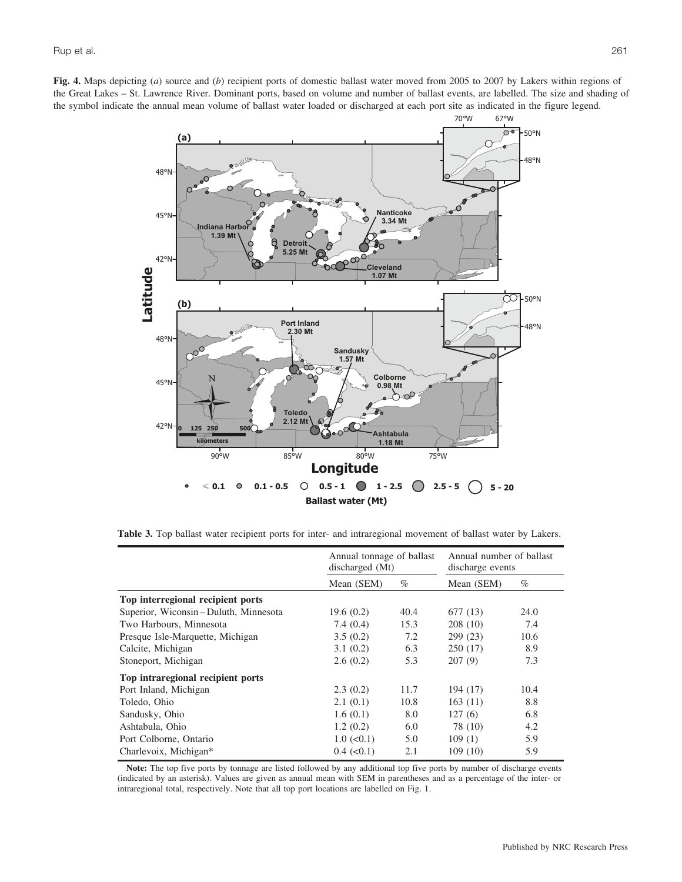**Fig. 4.** Maps depicting (*a*) source and (*b*) recipient ports of domestic ballast water moved from 2005 to 2007 by Lakers within regions of the Great Lakes – St. Lawrence River. Dominant ports, based on volume and number of ballast events, are labelled. The size and shading of the symbol indicate the annual mean volume of ballast water loaded or discharged at each port site as indicated in the figure legend.

**Table 3.** Top ballast water recipient ports for inter- and intraregional movement of ballast water by Lakers.

| | Annual tonnage of ballast discharged (Mt) | | Annual number of ballast discharge events | |
|---|---|---|---|---|
| | Mean (SEM) | % | Mean (SEM) | % |
| **Top interregional recipient ports** | | | | |
| Superior, Wiconsin – Duluth, Minnesota | 19.6 (0.2) | 40.4 | 677 (13) | 24.0 |
| Two Harbours, Minnesota | 7.4 (0.4) | 15.3 | 208 (10) | 7.4 |
| Presque Isle-Marquette, Michigan | 3.5 (0.2) | 7.2 | 299 (23) | 10.6 |
| Calcite, Michigan | 3.1 (0.2) | 6.3 | 250 (17) | 8.9 |
| Stoneport, Michigan | 2.6 (0.2) | 5.3 | 207 (9) | 7.3 |
| **Top intraregional recipient ports** | | | | |
| Port Inland, Michigan | 2.3 (0.2) | 11.7 | 194 (17) | 10.4 |
| Toledo, Ohio | 2.1 (0.1) | 10.8 | 163 (11) | 8.8 |
| Sandusky, Ohio | 1.6 (0.1) | 8.0 | 127 (6) | 6.8 |
| Ashtabula, Ohio | 1.2 (0.2) | 6.0 | 78 (10) | 4.2 |
| Port Colborne, Ontario | 1.0 (<0.1) | 5.0 | 109 (1) | 5.9 |
| Charlevoix, Michigan* | 0.4 (<0.1) | 2.1 | 109 (10) | 5.9 |

**Note:** The top five ports by tonnage are listed followed by any additional top five ports by number of discharge events (indicated by an asterisk). Values are given as annual mean with SEM in parentheses and as a percentage of the inter- or intraregional total, respectively. Note that all top port locations are labelled on Fig. 1.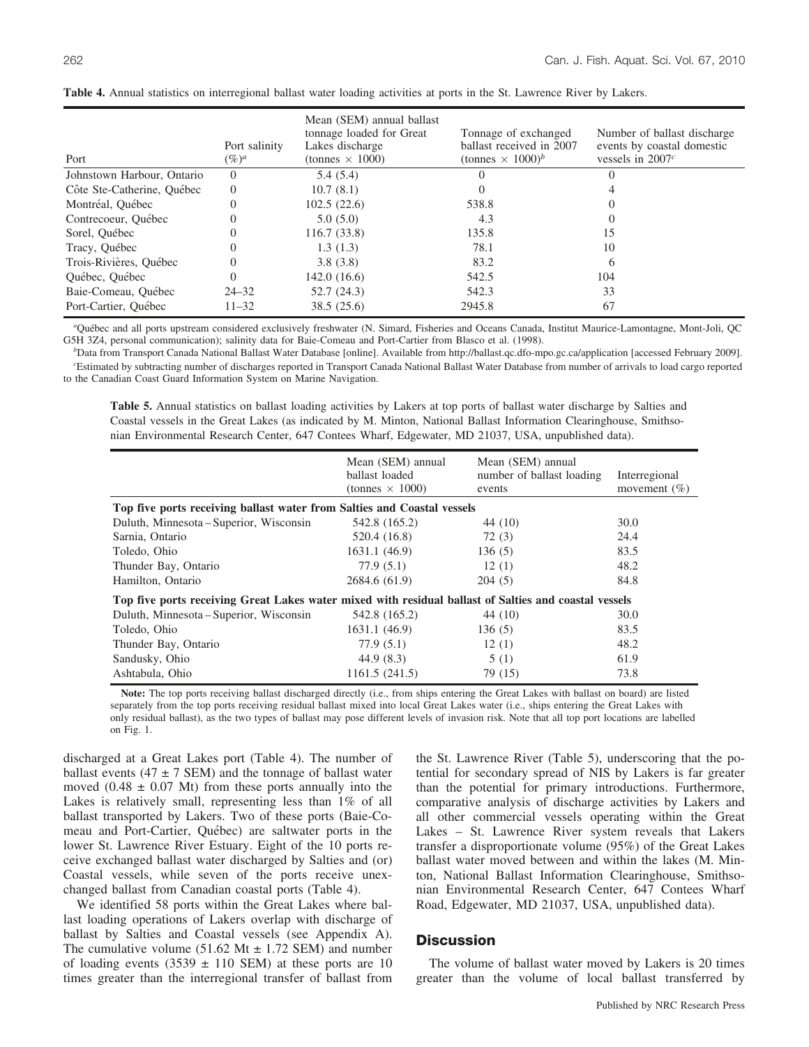**Table 4.** Annual statistics on interregional ballast water loading activities at ports in the St. Lawrence River by Lakers.

| Port | Port salinity (‰)[a] | Mean (SEM) annual ballast tonnage loaded for Great Lakes discharge (tonnes × 1000) | Tonnage of exchanged ballast received in 2007 (tonnes × 1000)[b] | Number of ballast discharge events by coastal domestic vessels in 2007[c] |
|---|---|---|---|---|
| Johnstown Harbour, Ontario | 0 | 5.4 (5.4) | 0 | 0 |
| Côte Ste-Catherine, Québec | 0 | 10.7 (8.1) | 0 | 4 |
| Montréal, Québec | 0 | 102.5 (22.6) | 538.8 | 0 |
| Contrecoeur, Québec | 0 | 5.0 (5.0) | 4.3 | 0 |
| Sorel, Québec | 0 | 116.7 (33.8) | 135.8 | 15 |
| Tracy, Québec | 0 | 1.3 (1.3) | 78.1 | 10 |
| Trois-Rivières, Québec | 0 | 3.8 (3.8) | 83.2 | 6 |
| Québec, Québec | 0 | 142.0 (16.6) | 542.5 | 104 |
| Baie-Comeau, Québec | 24–32 | 52.7 (24.3) | 542.3 | 33 |
| Port-Cartier, Québec | 11–32 | 38.5 (25.6) | 2945.8 | 67 |

[a]Québec and all ports upstream considered exclusively freshwater (N. Simard, Fisheries and Oceans Canada, Institut Maurice-Lamontagne, Mont-Joli, QC G5H 3Z4, personal communication); salinity data for Baie-Comeau and Port-Cartier from Blasco et al. (1998).

[b]Data from Transport Canada National Ballast Water Database [online]. Available from http://ballast.qc.dfo-mpo.gc.ca/application [accessed February 2009].

[c]Estimated by subtracting number of discharges reported in Transport Canada National Ballast Water Database from number of arrivals to load cargo reported to the Canadian Coast Guard Information System on Marine Navigation.

**Table 5.** Annual statistics on ballast loading activities by Lakers at top ports of ballast water discharge by Salties and Coastal vessels in the Great Lakes (as indicated by M. Minton, National Ballast Information Clearinghouse, Smithsonian Environmental Research Center, 647 Contees Wharf, Edgewater, MD 21037, USA, unpublished data).

| | Mean (SEM) annual ballast loaded (tonnes × 1000) | Mean (SEM) annual number of ballast loading events | Interregional movement (%) |
|---|---|---|---|
| **Top five ports receiving ballast water from Salties and Coastal vessels** | | | |
| Duluth, Minnesota – Superior, Wisconsin | 542.8 (165.2) | 44 (10) | 30.0 |
| Sarnia, Ontario | 520.4 (16.8) | 72 (3) | 24.4 |
| Toledo, Ohio | 1631.1 (46.9) | 136 (5) | 83.5 |
| Thunder Bay, Ontario | 77.9 (5.1) | 12 (1) | 48.2 |
| Hamilton, Ontario | 2684.6 (61.9) | 204 (5) | 84.8 |
| **Top five ports receiving Great Lakes water mixed with residual ballast of Salties and coastal vessels** | | | |
| Duluth, Minnesota – Superior, Wisconsin | 542.8 (165.2) | 44 (10) | 30.0 |
| Toledo, Ohio | 1631.1 (46.9) | 136 (5) | 83.5 |
| Thunder Bay, Ontario | 77.9 (5.1) | 12 (1) | 48.2 |
| Sandusky, Ohio | 44.9 (8.3) | 5 (1) | 61.9 |
| Ashtabula, Ohio | 1161.5 (241.5) | 79 (15) | 73.8 |

**Note:** The top ports receiving ballast discharged directly (i.e., from ships entering the Great Lakes with ballast on board) are listed separately from the top ports receiving residual ballast mixed into local Great Lakes water (i.e., ships entering the Great Lakes with only residual ballast), as the two types of ballast may pose different levels of invasion risk. Note that all top port locations are labelled on Fig. 1.

discharged at a Great Lakes port (Table 4). The number of ballast events (47 ± 7 SEM) and the tonnage of ballast water moved (0.48 ± 0.07 Mt) from these ports annually into the Lakes is relatively small, representing less than 1% of all ballast transported by Lakers. Two of these ports (Baie-Comeau and Port-Cartier, Québec) are saltwater ports in the lower St. Lawrence River Estuary. Eight of the 10 ports receive exchanged ballast water discharged by Salties and (or) Coastal vessels, while seven of the ports receive unexchanged ballast from Canadian coastal ports (Table 4).

We identified 58 ports within the Great Lakes where ballast loading operations of Lakers overlap with discharge of ballast by Salties and Coastal vessels (see Appendix A). The cumulative volume (51.62 Mt ± 1.72 SEM) and number of loading events (3539 ± 110 SEM) at these ports are 10 times greater than the interregional transfer of ballast from the St. Lawrence River (Table 5), underscoring that the potential for secondary spread of NIS by Lakers is far greater than the potential for primary introductions. Furthermore, comparative analysis of discharge activities by Lakers and all other commercial vessels operating within the Great Lakes – St. Lawrence River system reveals that Lakers transfer a disproportionate volume (95%) of the Great Lakes ballast water moved between and within the lakes (M. Minton, National Ballast Information Clearinghouse, Smithsonian Environmental Research Center, 647 Contees Wharf Road, Edgewater, MD 21037, USA, unpublished data).

## Discussion

The volume of ballast water moved by Lakers is 20 times greater than the volume of local ballast transferred by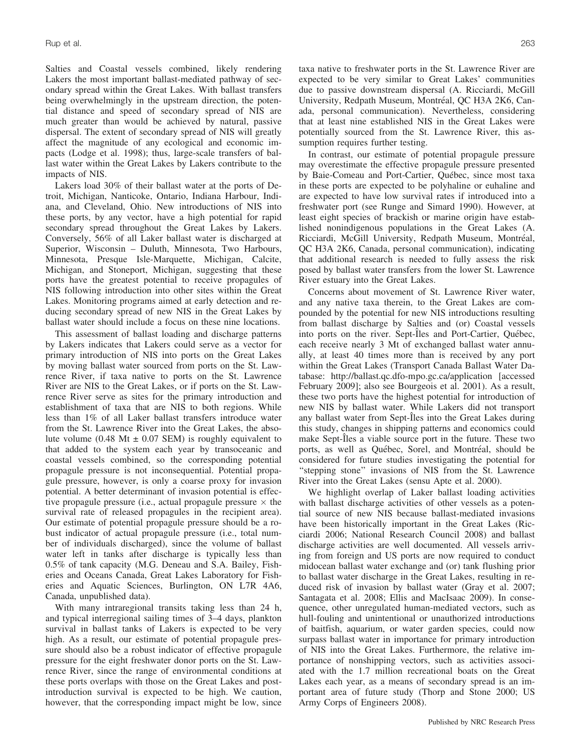Salties and Coastal vessels combined, likely rendering Lakers the most important ballast-mediated pathway of secondary spread within the Great Lakes. With ballast transfers being overwhelmingly in the upstream direction, the potential distance and speed of secondary spread of NIS are much greater than would be achieved by natural, passive dispersal. The extent of secondary spread of NIS will greatly affect the magnitude of any ecological and economic impacts (Lodge et al. 1998); thus, large-scale transfers of ballast water within the Great Lakes by Lakers contribute to the impacts of NIS.

Lakers load 30% of their ballast water at the ports of Detroit, Michigan, Nanticoke, Ontario, Indiana Harbour, Indiana, and Cleveland, Ohio. New introductions of NIS into these ports, by any vector, have a high potential for rapid secondary spread throughout the Great Lakes by Lakers. Conversely, 56% of all Laker ballast water is discharged at Superior, Wisconsin – Duluth, Minnesota, Two Harbours, Minnesota, Presque Isle-Marquette, Michigan, Calcite, Michigan, and Stoneport, Michigan, suggesting that these ports have the greatest potential to receive propagules of NIS following introduction into other sites within the Great Lakes. Monitoring programs aimed at early detection and reducing secondary spread of new NIS in the Great Lakes by ballast water should include a focus on these nine locations.

This assessment of ballast loading and discharge patterns by Lakers indicates that Lakers could serve as a vector for primary introduction of NIS into ports on the Great Lakes by moving ballast water sourced from ports on the St. Lawrence River, if taxa native to ports on the St. Lawrence River are NIS to the Great Lakes, or if ports on the St. Lawrence River serve as sites for the primary introduction and establishment of taxa that are NIS to both regions. While less than 1% of all Laker ballast transfers introduce water from the St. Lawrence River into the Great Lakes, the absolute volume (0.48 Mt ± 0.07 SEM) is roughly equivalent to that added to the system each year by transoceanic and coastal vessels combined, so the corresponding potential propagule pressure is not inconsequential. Potential propagule pressure, however, is only a coarse proxy for invasion potential. A better determinant of invasion potential is effective propagule pressure (i.e., actual propagule pressure × the survival rate of released propagules in the recipient area). Our estimate of potential propagule pressure should be a robust indicator of actual propagule pressure (i.e., total number of individuals discharged), since the volume of ballast water left in tanks after discharge is typically less than 0.5% of tank capacity (M.G. Deneau and S.A. Bailey, Fisheries and Oceans Canada, Great Lakes Laboratory for Fisheries and Aquatic Sciences, Burlington, ON L7R 4A6, Canada, unpublished data).

With many intraregional transits taking less than 24 h, and typical interregional sailing times of 3–4 days, plankton survival in ballast tanks of Lakers is expected to be very high. As a result, our estimate of potential propagule pressure should also be a robust indicator of effective propagule pressure for the eight freshwater donor ports on the St. Lawrence River, since the range of environmental conditions at these ports overlaps with those on the Great Lakes and post-introduction survival is expected to be high. We caution, however, that the corresponding impact might be low, since taxa native to freshwater ports in the St. Lawrence River are expected to be very similar to Great Lakes' communities due to passive downstream dispersal (A. Ricciardi, McGill University, Redpath Museum, Montréal, QC H3A 2K6, Canada, personal communication). Nevertheless, considering that at least nine established NIS in the Great Lakes were potentially sourced from the St. Lawrence River, this assumption requires further testing.

In contrast, our estimate of potential propagule pressure may overestimate the effective propagule pressure presented by Baie-Comeau and Port-Cartier, Québec, since most taxa in these ports are expected to be polyhaline or euhaline and are expected to have low survival rates if introduced into a freshwater port (see Runge and Simard 1990). However, at least eight species of brackish or marine origin have established nonindigenous populations in the Great Lakes (A. Ricciardi, McGill University, Redpath Museum, Montréal, QC H3A 2K6, Canada, personal communication), indicating that additional research is needed to fully assess the risk posed by ballast water transfers from the lower St. Lawrence River estuary into the Great Lakes.

Concerns about movement of St. Lawrence River water, and any native taxa therein, to the Great Lakes are compounded by the potential for new NIS introductions resulting from ballast discharge by Salties and (or) Coastal vessels into ports on the river. Sept-Îles and Port-Cartier, Québec, each receive nearly 3 Mt of exchanged ballast water annually, at least 40 times more than is received by any port within the Great Lakes (Transport Canada Ballast Water Database: http://ballast.qc.dfo-mpo.gc.ca/application [accessed February 2009]; also see Bourgeois et al. 2001). As a result, these two ports have the highest potential for introduction of new NIS by ballast water. While Lakers did not transport any ballast water from Sept-Îles into the Great Lakes during this study, changes in shipping patterns and economics could make Sept-Îles a viable source port in the future. These two ports, as well as Québec, Sorel, and Montréal, should be considered for future studies investigating the potential for "stepping stone" invasions of NIS from the St. Lawrence River into the Great Lakes (sensu Apte et al. 2000).

We highlight overlap of Laker ballast loading activities with ballast discharge activities of other vessels as a potential source of new NIS because ballast-mediated invasions have been historically important in the Great Lakes (Ricciardi 2006; National Research Council 2008) and ballast discharge activities are well documented. All vessels arriving from foreign and US ports are now required to conduct midocean ballast water exchange and (or) tank flushing prior to ballast water discharge in the Great Lakes, resulting in reduced risk of invasion by ballast water (Gray et al. 2007; Santagata et al. 2008; Ellis and MacIsaac 2009). In consequence, other unregulated human-mediated vectors, such as hull-fouling and unintentional or unauthorized introductions of baitfish, aquarium, or water garden species, could now surpass ballast water in importance for primary introduction of NIS into the Great Lakes. Furthermore, the relative importance of nonshipping vectors, such as activities associated with the 1.7 million recreational boats on the Great Lakes each year, as a means of secondary spread is an important area of future study (Thorp and Stone 2000; US Army Corps of Engineers 2008).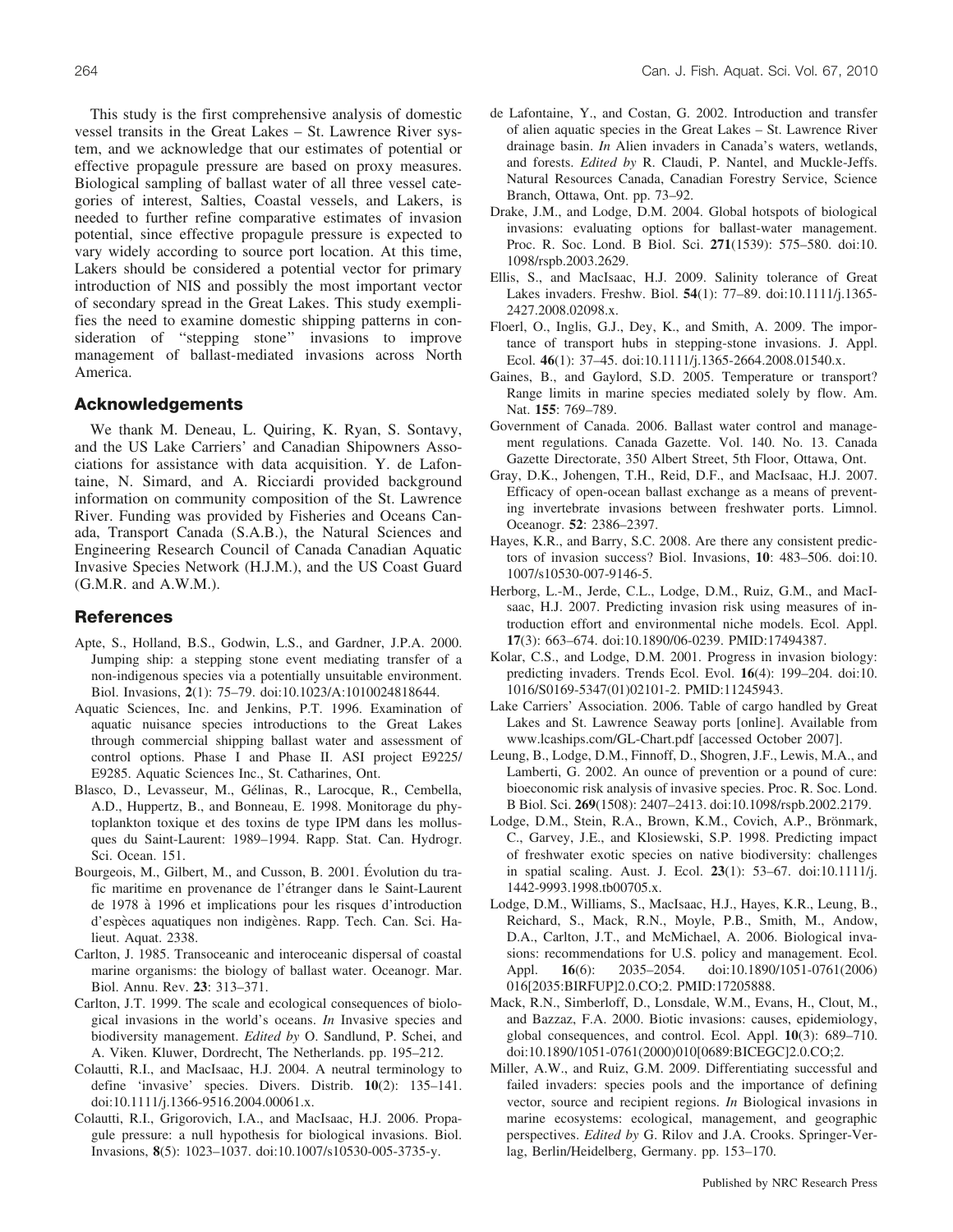This study is the first comprehensive analysis of domestic vessel transits in the Great Lakes – St. Lawrence River system, and we acknowledge that our estimates of potential or effective propagule pressure are based on proxy measures. Biological sampling of ballast water of all three vessel categories of interest, Salties, Coastal vessels, and Lakers, is needed to further refine comparative estimates of invasion potential, since effective propagule pressure is expected to vary widely according to source port location. At this time, Lakers should be considered a potential vector for primary introduction of NIS and possibly the most important vector of secondary spread in the Great Lakes. This study exemplifies the need to examine domestic shipping patterns in consideration of "stepping stone" invasions to improve management of ballast-mediated invasions across North America.

## Acknowledgements

We thank M. Deneau, L. Quiring, K. Ryan, S. Sontavy, and the US Lake Carriers' and Canadian Shipowners Associations for assistance with data acquisition. Y. de Lafontaine, N. Simard, and A. Ricciardi provided background information on community composition of the St. Lawrence River. Funding was provided by Fisheries and Oceans Canada, Transport Canada (S.A.B.), the Natural Sciences and Engineering Research Council of Canada Canadian Aquatic Invasive Species Network (H.J.M.), and the US Coast Guard (G.M.R. and A.W.M.).

## References

Apte, S., Holland, B.S., Godwin, L.S., and Gardner, J.P.A. 2000. Jumping ship: a stepping stone event mediating transfer of a non-indigenous species via a potentially unsuitable environment. Biol. Invasions, **2**(1): 75–79. doi:10.1023/A:1010024818644.

Aquatic Sciences, Inc. and Jenkins, P.T. 1996. Examination of aquatic nuisance species introductions to the Great Lakes through commercial shipping ballast water and assessment of control options. Phase I and Phase II. ASI project E9225/ E9285. Aquatic Sciences Inc., St. Catharines, Ont.

Blasco, D., Levasseur, M., Gélinas, R., Larocque, R., Cembella, A.D., Huppertz, B., and Bonneau, E. 1998. Monitorage du phytoplankton toxique et des toxins de type IPM dans les mollusques du Saint-Laurent: 1989–1994. Rapp. Stat. Can. Hydrogr. Sci. Ocean. 151.

Bourgeois, M., Gilbert, M., and Cusson, B. 2001. Évolution du trafic maritime en provenance de l'étranger dans le Saint-Laurent de 1978 à 1996 et implications pour les risques d'introduction d'espèces aquatiques non indigènes. Rapp. Tech. Can. Sci. Halieut. Aquat. 2338.

Carlton, J. 1985. Transoceanic and interoceanic dispersal of coastal marine organisms: the biology of ballast water. Oceanogr. Mar. Biol. Annu. Rev. **23**: 313–371.

Carlton, J.T. 1999. The scale and ecological consequences of biological invasions in the world's oceans. *In* Invasive species and biodiversity management. *Edited by* O. Sandlund, P. Schei, and A. Viken. Kluwer, Dordrecht, The Netherlands. pp. 195–212.

Colautti, R.I., and MacIsaac, H.J. 2004. A neutral terminology to define 'invasive' species. Divers. Distrib. **10**(2): 135–141. doi:10.1111/j.1366-9516.2004.00061.x.

Colautti, R.I., Grigorovich, I.A., and MacIsaac, H.J. 2006. Propagule pressure: a null hypothesis for biological invasions. Biol. Invasions, **8**(5): 1023–1037. doi:10.1007/s10530-005-3735-y.

de Lafontaine, Y., and Costan, G. 2002. Introduction and transfer of alien aquatic species in the Great Lakes – St. Lawrence River drainage basin. *In* Alien invaders in Canada's waters, wetlands, and forests. *Edited by* R. Claudi, P. Nantel, and Muckle-Jeffs. Natural Resources Canada, Canadian Forestry Service, Science Branch, Ottawa, Ont. pp. 73–92.

Drake, J.M., and Lodge, D.M. 2004. Global hotspots of biological invasions: evaluating options for ballast-water management. Proc. R. Soc. Lond. B Biol. Sci. **271**(1539): 575–580. doi:10.1098/rspb.2003.2629.

Ellis, S., and MacIsaac, H.J. 2009. Salinity tolerance of Great Lakes invaders. Freshw. Biol. **54**(1): 77–89. doi:10.1111/j.1365-2427.2008.02098.x.

Floerl, O., Inglis, G.J., Dey, K., and Smith, A. 2009. The importance of transport hubs in stepping-stone invasions. J. Appl. Ecol. **46**(1): 37–45. doi:10.1111/j.1365-2664.2008.01540.x.

Gaines, B., and Gaylord, S.D. 2005. Temperature or transport? Range limits in marine species mediated solely by flow. Am. Nat. **155**: 769–789.

Government of Canada. 2006. Ballast water control and management regulations. Canada Gazette. Vol. 140. No. 13. Canada Gazette Directorate, 350 Albert Street, 5th Floor, Ottawa, Ont.

Gray, D.K., Johengen, T.H., Reid, D.F., and MacIsaac, H.J. 2007. Efficacy of open-ocean ballast exchange as a means of preventing invertebrate invasions between freshwater ports. Limnol. Oceanogr. **52**: 2386–2397.

Hayes, K.R., and Barry, S.C. 2008. Are there any consistent predictors of invasion success? Biol. Invasions, **10**: 483–506. doi:10.1007/s10530-007-9146-5.

Herborg, L.-M., Jerde, C.L., Lodge, D.M., Ruiz, G.M., and MacIsaac, H.J. 2007. Predicting invasion risk using measures of introduction effort and environmental niche models. Ecol. Appl. **17**(3): 663–674. doi:10.1890/06-0239. PMID:17494387.

Kolar, C.S., and Lodge, D.M. 2001. Progress in invasion biology: predicting invaders. Trends Ecol. Evol. **16**(4): 199–204. doi:10.1016/S0169-5347(01)02101-2. PMID:11245943.

Lake Carriers' Association. 2006. Table of cargo handled by Great Lakes and St. Lawrence Seaway ports [online]. Available from www.lcaships.com/GL-Chart.pdf [accessed October 2007].

Leung, B., Lodge, D.M., Finnoff, D., Shogren, J.F., Lewis, M.A., and Lamberti, G. 2002. An ounce of prevention or a pound of cure: bioeconomic risk analysis of invasive species. Proc. R. Soc. Lond. B Biol. Sci. **269**(1508): 2407–2413. doi:10.1098/rspb.2002.2179.

Lodge, D.M., Stein, R.A., Brown, K.M., Covich, A.P., Brönmark, C., Garvey, J.E., and Klosiewski, S.P. 1998. Predicting impact of freshwater exotic species on native biodiversity: challenges in spatial scaling. Aust. J. Ecol. **23**(1): 53–67. doi:10.1111/j.1442-9993.1998.tb00705.x.

Lodge, D.M., Williams, S., MacIsaac, H.J., Hayes, K.R., Leung, B., Reichard, S., Mack, R.N., Moyle, P.B., Smith, M., Andow, D.A., Carlton, J.T., and McMichael, A. 2006. Biological invasions: recommendations for U.S. policy and management. Ecol. Appl. **16**(6): 2035–2054. doi:10.1890/1051-0761(2006)016[2035:BIRFUP]2.0.CO;2. PMID:17205888.

Mack, R.N., Simberloff, D., Lonsdale, W.M., Evans, H., Clout, M., and Bazzaz, F.A. 2000. Biotic invasions: causes, epidemiology, global consequences, and control. Ecol. Appl. **10**(3): 689–710. doi:10.1890/1051-0761(2000)010[0689:BICEGC]2.0.CO;2.

Miller, A.W., and Ruiz, G.M. 2009. Differentiating successful and failed invaders: species pools and the importance of defining vector, source and recipient regions. *In* Biological invasions in marine ecosystems: ecological, management, and geographic perspectives. *Edited by* G. Rilov and J.A. Crooks. Springer-Verlag, Berlin/Heidelberg, Germany. pp. 153–170.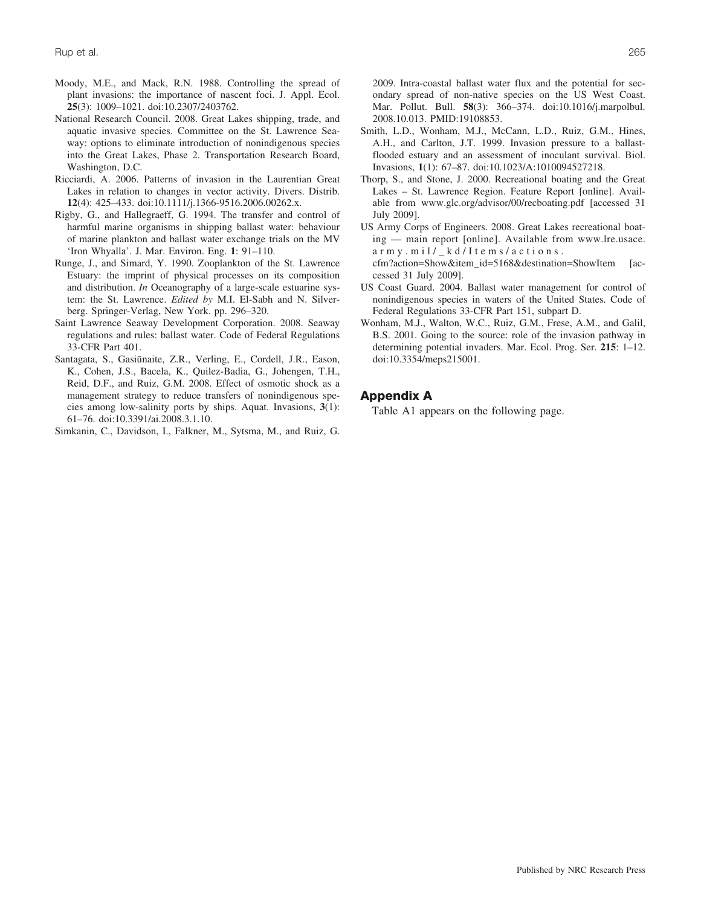Moody, M.E., and Mack, R.N. 1988. Controlling the spread of plant invasions: the importance of nascent foci. J. Appl. Ecol. **25**(3): 1009–1021. doi:10.2307/2403762.

National Research Council. 2008. Great Lakes shipping, trade, and aquatic invasive species. Committee on the St. Lawrence Seaway: options to eliminate introduction of nonindigenous species into the Great Lakes, Phase 2. Transportation Research Board, Washington, D.C.

Ricciardi, A. 2006. Patterns of invasion in the Laurentian Great Lakes in relation to changes in vector activity. Divers. Distrib. **12**(4): 425–433. doi:10.1111/j.1366-9516.2006.00262.x.

Rigby, G., and Hallegraeff, G. 1994. The transfer and control of harmful marine organisms in shipping ballast water: behaviour of marine plankton and ballast water exchange trials on the MV 'Iron Whyalla'. J. Mar. Environ. Eng. **1**: 91–110.

Runge, J., and Simard, Y. 1990. Zooplankton of the St. Lawrence Estuary: the imprint of physical processes on its composition and distribution. *In* Oceanography of a large-scale estuarine system: the St. Lawrence. *Edited by* M.I. El-Sabh and N. Silverberg. Springer-Verlag, New York. pp. 296–320.

Saint Lawrence Seaway Development Corporation. 2008. Seaway regulations and rules: ballast water. Code of Federal Regulations 33-CFR Part 401.

Santagata, S., Gasiūnaite, Z.R., Verling, E., Cordell, J.R., Eason, K., Cohen, J.S., Bacela, K., Quilez-Badia, G., Johengen, T.H., Reid, D.F., and Ruiz, G.M. 2008. Effect of osmotic shock as a management strategy to reduce transfers of nonindigenous species among low-salinity ports by ships. Aquat. Invasions, **3**(1): 61–76. doi:10.3391/ai.2008.3.1.10.

Simkanin, C., Davidson, I., Falkner, M., Sytsma, M., and Ruiz, G. 2009. Intra-coastal ballast water flux and the potential for secondary spread of non-native species on the US West Coast. Mar. Pollut. Bull. **58**(3): 366–374. doi:10.1016/j.marpolbul.2008.10.013. PMID:19108853.

Smith, L.D., Wonham, M.J., McCann, L.D., Ruiz, G.M., Hines, A.H., and Carlton, J.T. 1999. Invasion pressure to a ballast-flooded estuary and an assessment of inoculant survival. Biol. Invasions, **1**(1): 67–87. doi:10.1023/A:1010094527218.

Thorp, S., and Stone, J. 2000. Recreational boating and the Great Lakes – St. Lawrence Region. Feature Report [online]. Available from www.glc.org/advisor/00/recboating.pdf [accessed 31 July 2009].

US Army Corps of Engineers. 2008. Great Lakes recreational boating — main report [online]. Available from www.lre.usace.army.mil/_kd/Items/actions.cfm?action=Show&item_id=5168&destination=ShowItem [accessed 31 July 2009].

US Coast Guard. 2004. Ballast water management for control of nonindigenous species in waters of the United States. Code of Federal Regulations 33-CFR Part 151, subpart D.

Wonham, M.J., Walton, W.C., Ruiz, G.M., Frese, A.M., and Galil, B.S. 2001. Going to the source: role of the invasion pathway in determining potential invaders. Mar. Ecol. Prog. Ser. **215**: 1–12. doi:10.3354/meps215001.

## Appendix A

Table A1 appears on the following page.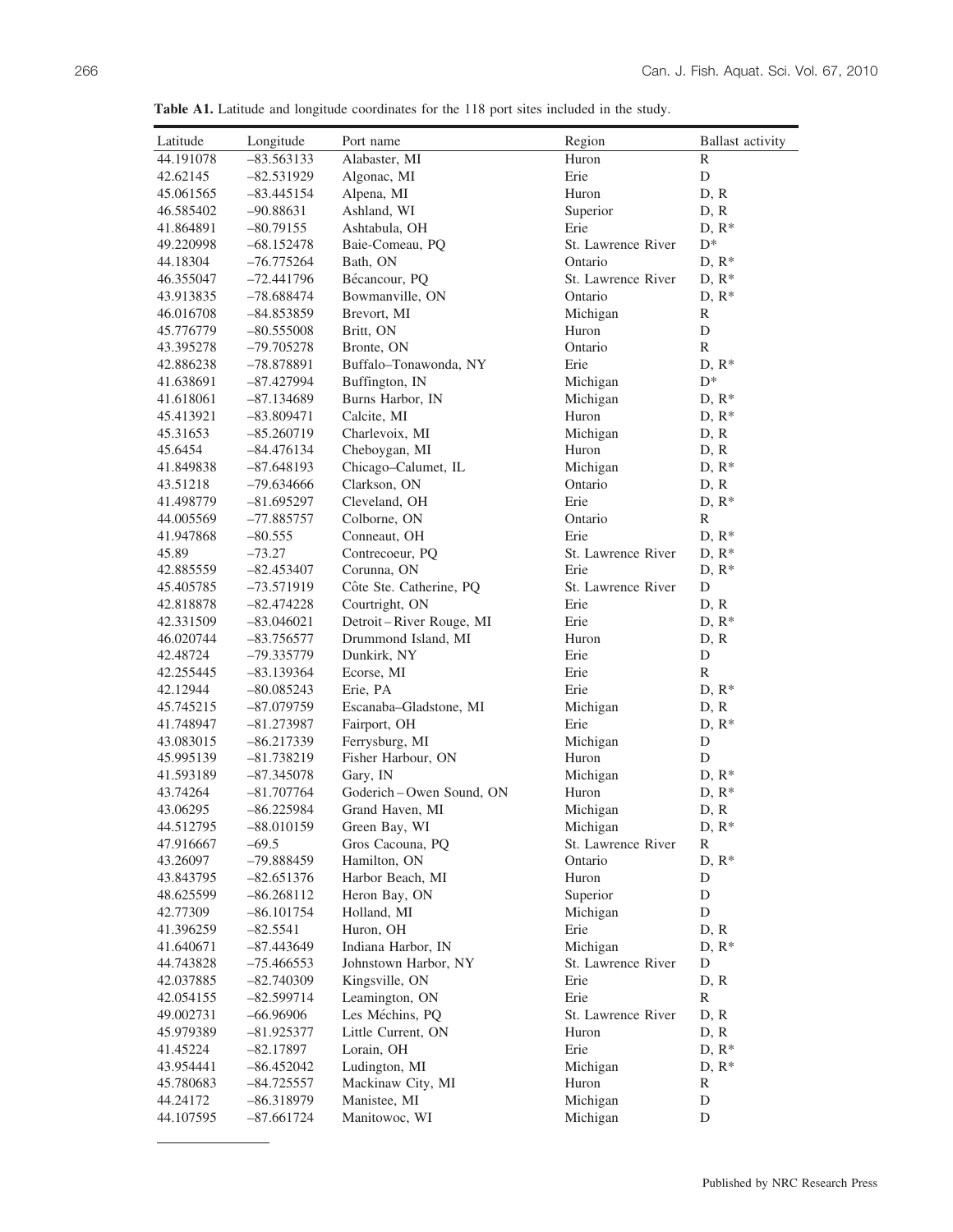**Table A1.** Latitude and longitude coordinates for the 118 port sites included in the study.

| Latitude | Longitude | Port name | Region | Ballast activity |
|---|---|---|---|---|
| 44.191078 | –83.563133 | Alabaster, MI | Huron | R |
| 42.62145 | –82.531929 | Algonac, MI | Erie | D |
| 45.061565 | –83.445154 | Alpena, MI | Huron | D, R |
| 46.585402 | –90.88631 | Ashland, WI | Superior | D, R |
| 41.864891 | –80.79155 | Ashtabula, OH | Erie | D, R* |
| 49.220998 | –68.152478 | Baie-Comeau, PQ | St. Lawrence River | D* |
| 44.18304 | –76.775264 | Bath, ON | Ontario | D, R* |
| 46.355047 | –72.441796 | Bécancour, PQ | St. Lawrence River | D, R* |
| 43.913835 | –78.688474 | Bowmanville, ON | Ontario | D, R* |
| 46.016708 | –84.853859 | Brevort, MI | Michigan | R |
| 45.776779 | –80.555008 | Britt, ON | Huron | D |
| 43.395278 | –79.705278 | Bronte, ON | Ontario | R |
| 42.886238 | –78.878891 | Buffalo–Tonawonda, NY | Erie | D, R* |
| 41.638691 | –87.427994 | Buffington, IN | Michigan | D* |
| 41.618061 | –87.134689 | Burns Harbor, IN | Michigan | D, R* |
| 45.413921 | –83.809471 | Calcite, MI | Huron | D, R* |
| 45.31653 | –85.260719 | Charlevoix, MI | Michigan | D, R |
| 45.6454 | –84.476134 | Cheboygan, MI | Huron | D, R |
| 41.849838 | –87.648193 | Chicago–Calumet, IL | Michigan | D, R* |
| 43.51218 | –79.634666 | Clarkson, ON | Ontario | D, R |
| 41.498779 | –81.695297 | Cleveland, OH | Erie | D, R* |
| 44.005569 | –77.885757 | Colborne, ON | Ontario | R |
| 41.947868 | –80.555 | Conneaut, OH | Erie | D, R* |
| 45.89 | –73.27 | Contrecoeur, PQ | St. Lawrence River | D, R* |
| 42.885559 | –82.453407 | Corunna, ON | Erie | D, R* |
| 45.405785 | –73.571919 | Côte Ste. Catherine, PQ | St. Lawrence River | D |
| 42.818878 | –82.474228 | Courtright, ON | Erie | D, R |
| 42.331509 | –83.046021 | Detroit – River Rouge, MI | Erie | D, R* |
| 46.020744 | –83.756577 | Drummond Island, MI | Huron | D, R |
| 42.48724 | –79.335779 | Dunkirk, NY | Erie | D |
| 42.255445 | –83.139364 | Ecorse, MI | Erie | R |
| 42.12944 | –80.085243 | Erie, PA | Erie | D, R* |
| 45.745215 | –87.079759 | Escanaba–Gladstone, MI | Michigan | D, R |
| 41.748947 | –81.273987 | Fairport, OH | Erie | D, R* |
| 43.083015 | –86.217339 | Ferrysburg, MI | Michigan | D |
| 45.995139 | –81.738219 | Fisher Harbour, ON | Huron | D |
| 41.593189 | –87.345078 | Gary, IN | Michigan | D, R* |
| 43.74264 | –81.707764 | Goderich – Owen Sound, ON | Huron | D, R* |
| 43.06295 | –86.225984 | Grand Haven, MI | Michigan | D, R |
| 44.512795 | –88.010159 | Green Bay, WI | Michigan | D, R* |
| 47.916667 | –69.5 | Gros Cacouna, PQ | St. Lawrence River | R |
| 43.26097 | –79.888459 | Hamilton, ON | Ontario | D, R* |
| 43.843795 | –82.651376 | Harbor Beach, MI | Huron | D |
| 48.625599 | –86.268112 | Heron Bay, ON | Superior | D |
| 42.77309 | –86.101754 | Holland, MI | Michigan | D |
| 41.396259 | –82.5541 | Huron, OH | Erie | D, R |
| 41.640671 | –87.443649 | Indiana Harbor, IN | Michigan | D, R* |
| 44.743828 | –75.466553 | Johnstown Harbor, NY | St. Lawrence River | D |
| 42.037885 | –82.740309 | Kingsville, ON | Erie | D, R |
| 42.054155 | –82.599714 | Leamington, ON | Erie | R |
| 49.002731 | –66.96906 | Les Méchins, PQ | St. Lawrence River | D, R |
| 45.979389 | –81.925377 | Little Current, ON | Huron | D, R |
| 41.45224 | –82.17897 | Lorain, OH | Erie | D, R* |
| 43.954441 | –86.452042 | Ludington, MI | Michigan | D, R* |
| 45.780683 | –84.725557 | Mackinaw City, MI | Huron | R |
| 44.24172 | –86.318979 | Manistee, MI | Michigan | D |
| 44.107595 | –87.661724 | Manitowoc, WI | Michigan | D |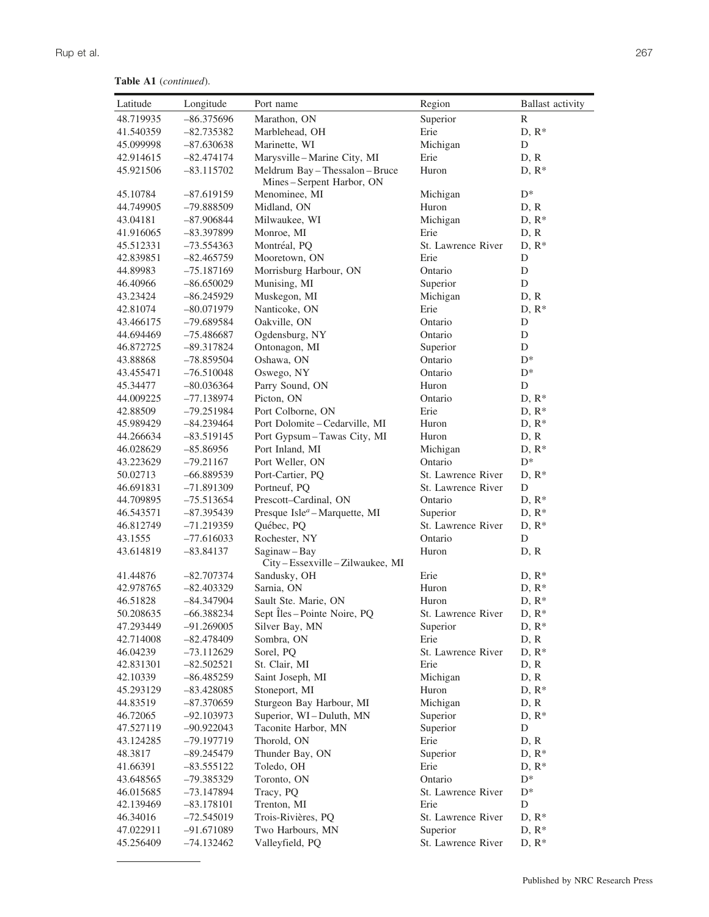**Table A1** (*continued*).

| Latitude | Longitude | Port name | Region | Ballast activity |
|---|---|---|---|---|
| 48.719935 | –86.375696 | Marathon, ON | Superior | R |
| 41.540359 | –82.735382 | Marblehead, OH | Erie | D, R* |
| 45.099998 | –87.630638 | Marinette, WI | Michigan | D |
| 42.914615 | –82.474174 | Marysville – Marine City, MI | Erie | D, R |
| 45.921506 | –83.115702 | Meldrum Bay – Thessalon – Bruce Mines – Serpent Harbor, ON | Huron | D, R* |
| 45.10784 | –87.619159 | Menominee, MI | Michigan | D* |
| 44.749905 | –79.888509 | Midland, ON | Huron | D, R |
| 43.04181 | –87.906844 | Milwaukee, WI | Michigan | D, R* |
| 41.916065 | –83.397899 | Monroe, MI | Erie | D, R |
| 45.512331 | –73.554363 | Montréal, PQ | St. Lawrence River | D, R* |
| 42.839851 | –82.465759 | Mooretown, ON | Erie | D |
| 44.89983 | –75.187169 | Morrisburg Harbour, ON | Ontario | D |
| 46.40966 | –86.650029 | Munising, MI | Superior | D |
| 43.23424 | –86.245929 | Muskegon, MI | Michigan | D, R |
| 42.81074 | –80.071979 | Nanticoke, ON | Erie | D, R* |
| 43.466175 | –79.689584 | Oakville, ON | Ontario | D |
| 44.694469 | –75.486687 | Ogdensburg, NY | Ontario | D |
| 46.872725 | –89.317824 | Ontonagon, MI | Superior | D |
| 43.88868 | –78.859504 | Oshawa, ON | Ontario | D* |
| 43.455471 | –76.510048 | Oswego, NY | Ontario | D* |
| 45.34477 | –80.036364 | Parry Sound, ON | Huron | D |
| 44.009225 | –77.138974 | Picton, ON | Ontario | D, R* |
| 42.88509 | –79.251984 | Port Colborne, ON | Erie | D, R* |
| 45.989429 | –84.239464 | Port Dolomite – Cedarville, MI | Huron | D, R* |
| 44.266634 | –83.519145 | Port Gypsum – Tawas City, MI | Huron | D, R |
| 46.028629 | –85.86956 | Port Inland, MI | Michigan | D, R* |
| 43.223629 | –79.21167 | Port Weller, ON | Ontario | D* |
| 50.02713 | –66.889539 | Port-Cartier, PQ | St. Lawrence River | D, R* |
| 46.691831 | –71.891309 | Portneuf, PQ | St. Lawrence River | D |
| 44.709895 | –75.513654 | Prescott–Cardinal, ON | Ontario | D, R* |
| 46.543571 | –87.395439 | Presque Isle[a] – Marquette, MI | Superior | D, R* |
| 46.812749 | –71.219359 | Québec, PQ | St. Lawrence River | D, R* |
| 43.1555 | –77.616033 | Rochester, NY | Ontario | D |
| 43.614819 | –83.84137 | Saginaw – Bay City – Essexville – Zilwaukee, MI | Huron | D, R |
| 41.44876 | –82.707374 | Sandusky, OH | Erie | D, R* |
| 42.978765 | –82.403329 | Sarnia, ON | Huron | D, R* |
| 46.51828 | –84.347904 | Sault Ste. Marie, ON | Huron | D, R* |
| 50.208635 | –66.388234 | Sept Îles – Pointe Noire, PQ | St. Lawrence River | D, R* |
| 47.293449 | –91.269005 | Silver Bay, MN | Superior | D, R* |
| 42.714008 | –82.478409 | Sombra, ON | Erie | D, R |
| 46.04239 | –73.112629 | Sorel, PQ | St. Lawrence River | D, R* |
| 42.831301 | –82.502521 | St. Clair, MI | Erie | D, R |
| 42.10339 | –86.485259 | Saint Joseph, MI | Michigan | D, R |
| 45.293129 | –83.428085 | Stoneport, MI | Huron | D, R* |
| 44.83519 | –87.370659 | Sturgeon Bay Harbour, MI | Michigan | D, R |
| 46.72065 | –92.103973 | Superior, WI – Duluth, MN | Superior | D, R* |
| 47.527119 | –90.922043 | Taconite Harbor, MN | Superior | D |
| 43.124285 | –79.197719 | Thorold, ON | Erie | D, R |
| 48.3817 | –89.245479 | Thunder Bay, ON | Superior | D, R* |
| 41.66391 | –83.555122 | Toledo, OH | Erie | D, R* |
| 43.648565 | –79.385329 | Toronto, ON | Ontario | D* |
| 46.015685 | –73.147894 | Tracy, PQ | St. Lawrence River | D* |
| 42.139469 | –83.178101 | Trenton, MI | Erie | D |
| 46.34016 | –72.545019 | Trois-Rivières, PQ | St. Lawrence River | D, R* |
| 47.022911 | –91.671089 | Two Harbours, MN | Superior | D, R* |
| 45.256409 | –74.132462 | Valleyfield, PQ | St. Lawrence River | D, R* |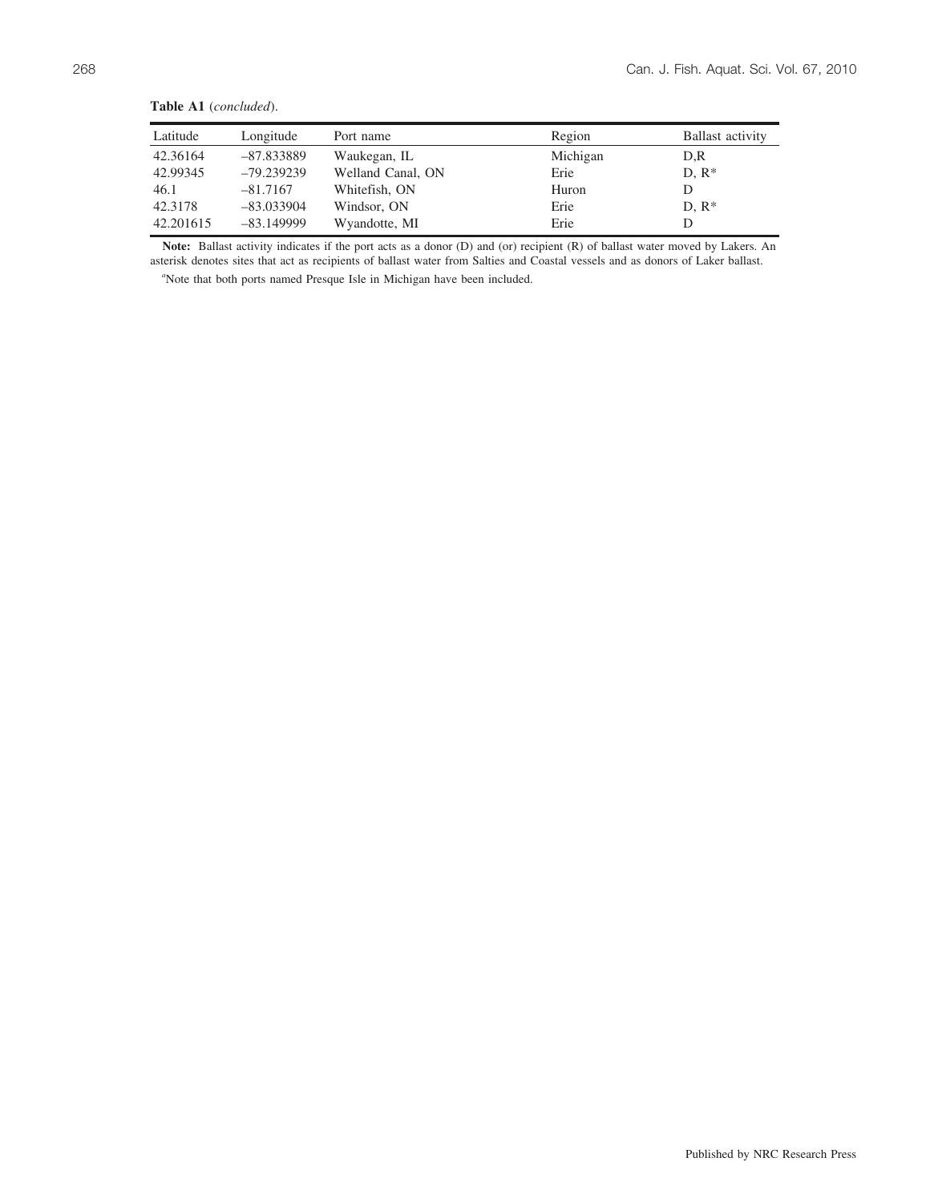**Table A1** (*concluded*).

| Latitude | Longitude | Port name | Region | Ballast activity |
|---|---|---|---|---|
| 42.36164 | –87.833889 | Waukegan, IL | Michigan | D,R |
| 42.99345 | –79.239239 | Welland Canal, ON | Erie | D, R* |
| 46.1 | –81.7167 | Whitefish, ON | Huron | D |
| 42.3178 | –83.033904 | Windsor, ON | Erie | D, R* |
| 42.201615 | –83.149999 | Wyandotte, MI | Erie | D |

**Note:** Ballast activity indicates if the port acts as a donor (D) and (or) recipient (R) of ballast water moved by Lakers. An asterisk denotes sites that act as recipients of ballast water from Salties and Coastal vessels and as donors of Laker ballast.

[a]Note that both ports named Presque Isle in Michigan have been included.

Published by NRC Research Press